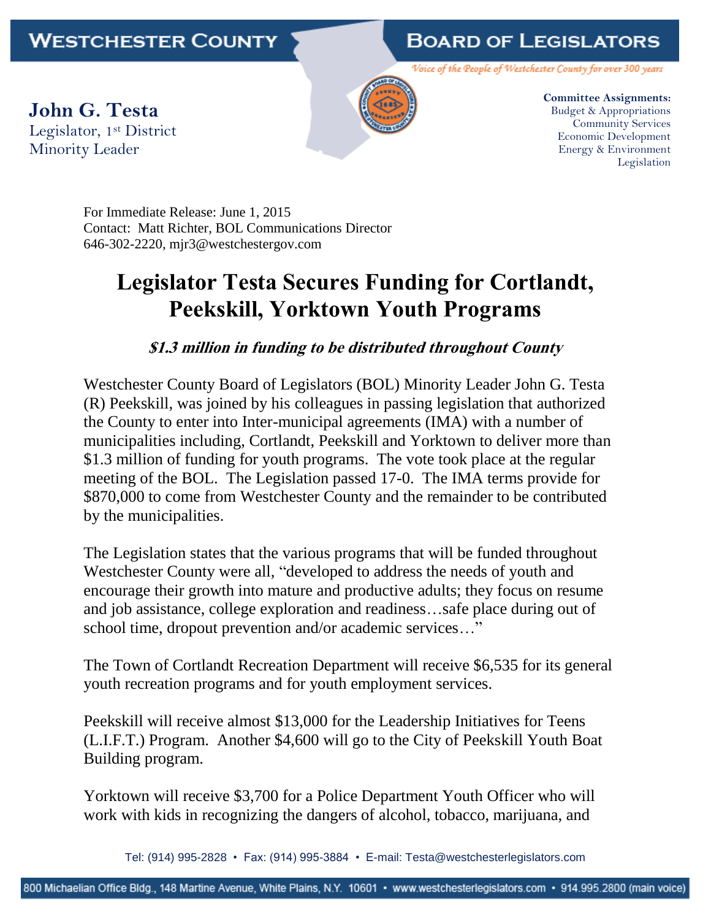**WESTCHESTER COUNTY** | **BOARD OF LEGISLATORS**

*Voice of the People of Westchester County for over 300 years*

**John G. Testa**
Legislator, 1st District
Minority Leader

**Committee Assignments:**
Budget & Appropriations
Community Services
Economic Development
Energy & Environment
Legislation

For Immediate Release: June 1, 2015
Contact: Matt Richter, BOL Communications Director
646-302-2220, mjr3@westchestergov.com

# Legislator Testa Secures Funding for Cortlandt, Peekskill, Yorktown Youth Programs

### *$1.3 million in funding to be distributed throughout County*

Westchester County Board of Legislators (BOL) Minority Leader John G. Testa (R) Peekskill, was joined by his colleagues in passing legislation that authorized the County to enter into Inter-municipal agreements (IMA) with a number of municipalities including, Cortlandt, Peekskill and Yorktown to deliver more than $1.3 million of funding for youth programs. The vote took place at the regular meeting of the BOL. The Legislation passed 17-0. The IMA terms provide for $870,000 to come from Westchester County and the remainder to be contributed by the municipalities.

The Legislation states that the various programs that will be funded throughout Westchester County were all, "developed to address the needs of youth and encourage their growth into mature and productive adults; they focus on resume and job assistance, college exploration and readiness…safe place during out of school time, dropout prevention and/or academic services…"

The Town of Cortlandt Recreation Department will receive $6,535 for its general youth recreation programs and for youth employment services.

Peekskill will receive almost $13,000 for the Leadership Initiatives for Teens (L.I.F.T.) Program. Another $4,600 will go to the City of Peekskill Youth Boat Building program.

Yorktown will receive $3,700 for a Police Department Youth Officer who will work with kids in recognizing the dangers of alcohol, tobacco, marijuana, and

Tel: (914) 995-2828 • Fax: (914) 995-3884 • E-mail: Testa@westchesterlegislators.com

800 Michaelian Office Bldg., 148 Martine Avenue, White Plains, N.Y. 10601 • www.westchesterlegislators.com • 914.995.2800 (main voice)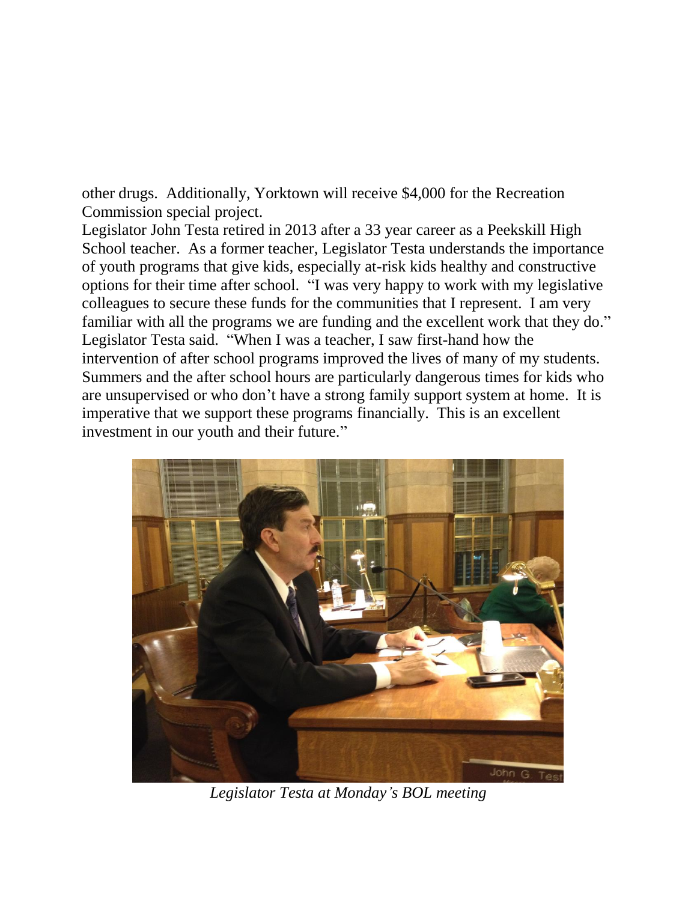other drugs. Additionally, Yorktown will receive $4,000 for the Recreation Commission special project.

Legislator John Testa retired in 2013 after a 33 year career as a Peekskill High School teacher. As a former teacher, Legislator Testa understands the importance of youth programs that give kids, especially at-risk kids healthy and constructive options for their time after school. "I was very happy to work with my legislative colleagues to secure these funds for the communities that I represent. I am very familiar with all the programs we are funding and the excellent work that they do." Legislator Testa said. "When I was a teacher, I saw first-hand how the intervention of after school programs improved the lives of many of my students. Summers and the after school hours are particularly dangerous times for kids who are unsupervised or who don't have a strong family support system at home. It is imperative that we support these programs financially. This is an excellent investment in our youth and their future."

*Legislator Testa at Monday's BOL meeting*